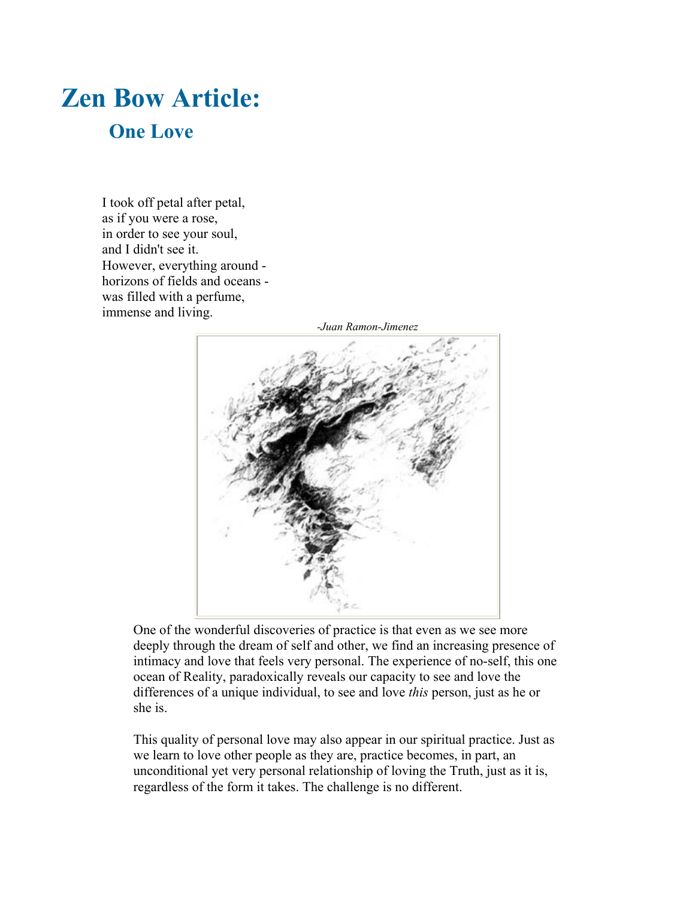# Zen Bow Article:

## One Love

I took off petal after petal,
as if you were a rose,
in order to see your soul,
and I didn't see it.
However, everything around -
horizons of fields and oceans -
was filled with a perfume,
immense and living.

*-Juan Ramon-Jimenez*

One of the wonderful discoveries of practice is that even as we see more deeply through the dream of self and other, we find an increasing presence of intimacy and love that feels very personal. The experience of no-self, this one ocean of Reality, paradoxically reveals our capacity to see and love the differences of a unique individual, to see and love *this* person, just as he or she is.

This quality of personal love may also appear in our spiritual practice. Just as we learn to love other people as they are, practice becomes, in part, an unconditional yet very personal relationship of loving the Truth, just as it is, regardless of the form it takes. The challenge is no different.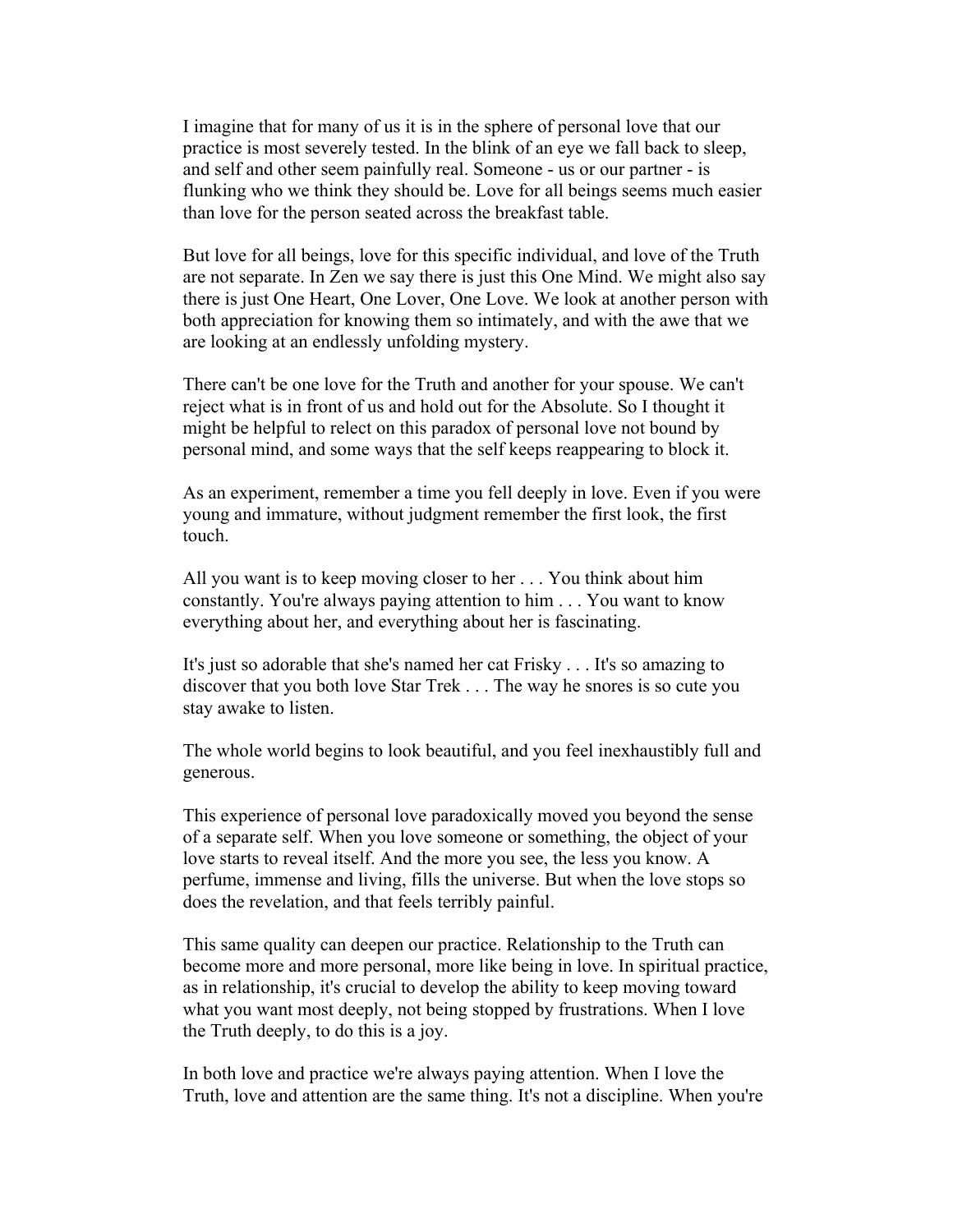I imagine that for many of us it is in the sphere of personal love that our practice is most severely tested. In the blink of an eye we fall back to sleep, and self and other seem painfully real. Someone - us or our partner - is flunking who we think they should be. Love for all beings seems much easier than love for the person seated across the breakfast table.

But love for all beings, love for this specific individual, and love of the Truth are not separate. In Zen we say there is just this One Mind. We might also say there is just One Heart, One Lover, One Love. We look at another person with both appreciation for knowing them so intimately, and with the awe that we are looking at an endlessly unfolding mystery.

There can't be one love for the Truth and another for your spouse. We can't reject what is in front of us and hold out for the Absolute. So I thought it might be helpful to relect on this paradox of personal love not bound by personal mind, and some ways that the self keeps reappearing to block it.

As an experiment, remember a time you fell deeply in love. Even if you were young and immature, without judgment remember the first look, the first touch.

All you want is to keep moving closer to her . . . You think about him constantly. You're always paying attention to him . . . You want to know everything about her, and everything about her is fascinating.

It's just so adorable that she's named her cat Frisky . . . It's so amazing to discover that you both love Star Trek . . . The way he snores is so cute you stay awake to listen.

The whole world begins to look beautiful, and you feel inexhaustibly full and generous.

This experience of personal love paradoxically moved you beyond the sense of a separate self. When you love someone or something, the object of your love starts to reveal itself. And the more you see, the less you know. A perfume, immense and living, fills the universe. But when the love stops so does the revelation, and that feels terribly painful.

This same quality can deepen our practice. Relationship to the Truth can become more and more personal, more like being in love. In spiritual practice, as in relationship, it's crucial to develop the ability to keep moving toward what you want most deeply, not being stopped by frustrations. When I love the Truth deeply, to do this is a joy.

In both love and practice we're always paying attention. When I love the Truth, love and attention are the same thing. It's not a discipline. When you're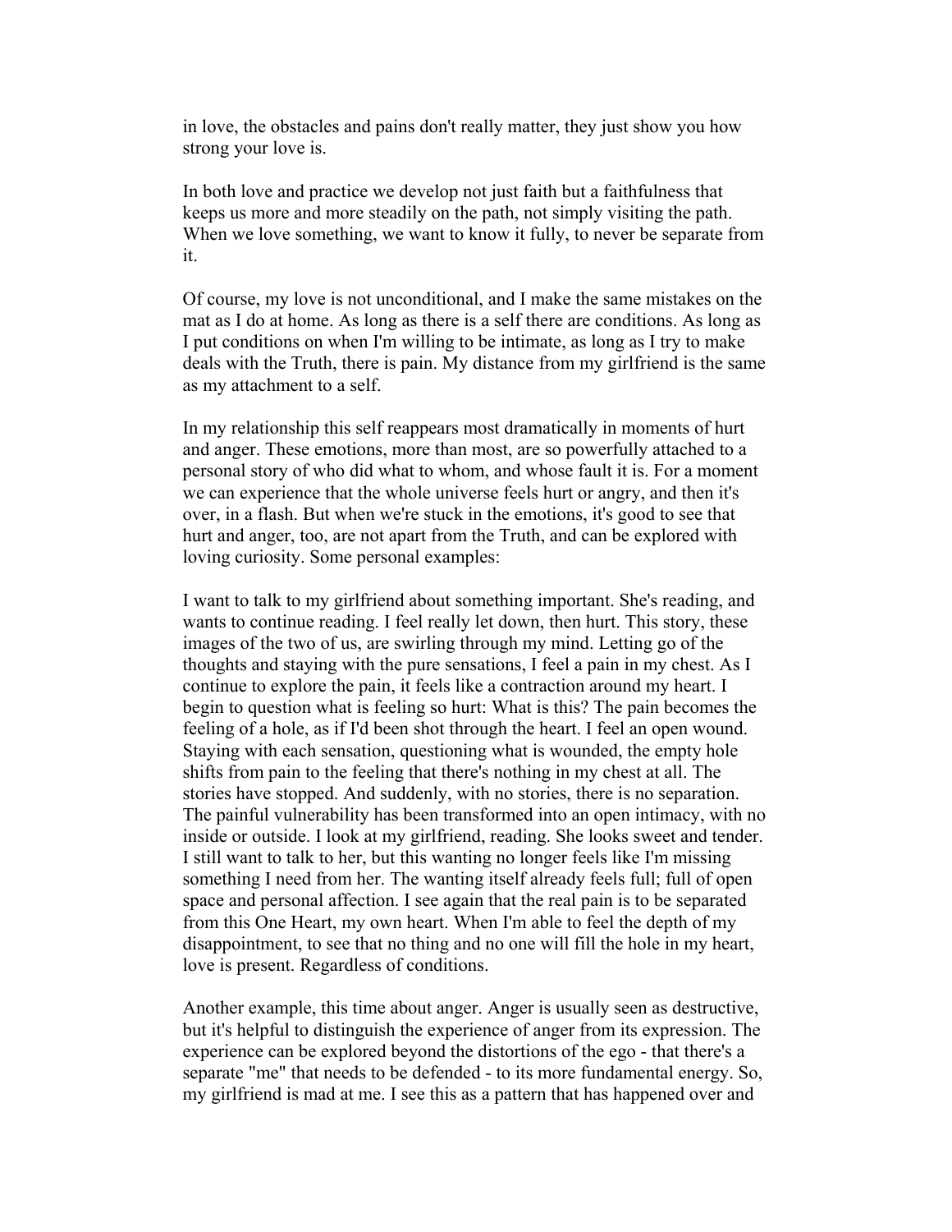in love, the obstacles and pains don't really matter, they just show you how strong your love is.

In both love and practice we develop not just faith but a faithfulness that keeps us more and more steadily on the path, not simply visiting the path. When we love something, we want to know it fully, to never be separate from it.

Of course, my love is not unconditional, and I make the same mistakes on the mat as I do at home. As long as there is a self there are conditions. As long as I put conditions on when I'm willing to be intimate, as long as I try to make deals with the Truth, there is pain. My distance from my girlfriend is the same as my attachment to a self.

In my relationship this self reappears most dramatically in moments of hurt and anger. These emotions, more than most, are so powerfully attached to a personal story of who did what to whom, and whose fault it is. For a moment we can experience that the whole universe feels hurt or angry, and then it's over, in a flash. But when we're stuck in the emotions, it's good to see that hurt and anger, too, are not apart from the Truth, and can be explored with loving curiosity. Some personal examples:

I want to talk to my girlfriend about something important. She's reading, and wants to continue reading. I feel really let down, then hurt. This story, these images of the two of us, are swirling through my mind. Letting go of the thoughts and staying with the pure sensations, I feel a pain in my chest. As I continue to explore the pain, it feels like a contraction around my heart. I begin to question what is feeling so hurt: What is this? The pain becomes the feeling of a hole, as if I'd been shot through the heart. I feel an open wound. Staying with each sensation, questioning what is wounded, the empty hole shifts from pain to the feeling that there's nothing in my chest at all. The stories have stopped. And suddenly, with no stories, there is no separation. The painful vulnerability has been transformed into an open intimacy, with no inside or outside. I look at my girlfriend, reading. She looks sweet and tender. I still want to talk to her, but this wanting no longer feels like I'm missing something I need from her. The wanting itself already feels full; full of open space and personal affection. I see again that the real pain is to be separated from this One Heart, my own heart. When I'm able to feel the depth of my disappointment, to see that no thing and no one will fill the hole in my heart, love is present. Regardless of conditions.

Another example, this time about anger. Anger is usually seen as destructive, but it's helpful to distinguish the experience of anger from its expression. The experience can be explored beyond the distortions of the ego - that there's a separate "me" that needs to be defended - to its more fundamental energy. So, my girlfriend is mad at me. I see this as a pattern that has happened over and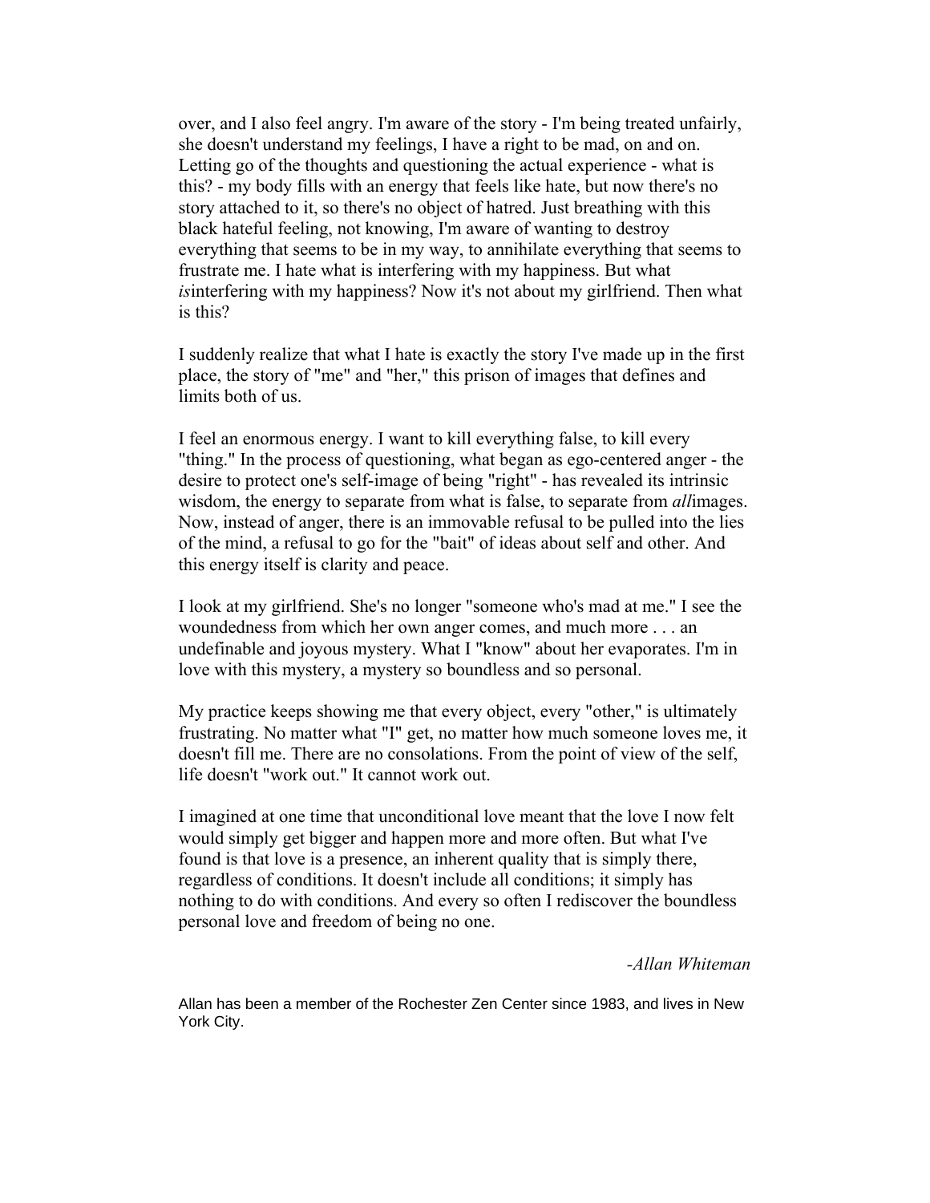over, and I also feel angry. I'm aware of the story - I'm being treated unfairly, she doesn't understand my feelings, I have a right to be mad, on and on. Letting go of the thoughts and questioning the actual experience - what is this? - my body fills with an energy that feels like hate, but now there's no story attached to it, so there's no object of hatred. Just breathing with this black hateful feeling, not knowing, I'm aware of wanting to destroy everything that seems to be in my way, to annihilate everything that seems to frustrate me. I hate what is interfering with my happiness. But what *is*interfering with my happiness? Now it's not about my girlfriend. Then what is this?

I suddenly realize that what I hate is exactly the story I've made up in the first place, the story of "me" and "her," this prison of images that defines and limits both of us.

I feel an enormous energy. I want to kill everything false, to kill every "thing." In the process of questioning, what began as ego-centered anger - the desire to protect one's self-image of being "right" - has revealed its intrinsic wisdom, the energy to separate from what is false, to separate from *all*images. Now, instead of anger, there is an immovable refusal to be pulled into the lies of the mind, a refusal to go for the "bait" of ideas about self and other. And this energy itself is clarity and peace.

I look at my girlfriend. She's no longer "someone who's mad at me." I see the woundedness from which her own anger comes, and much more . . . an undefinable and joyous mystery. What I "know" about her evaporates. I'm in love with this mystery, a mystery so boundless and so personal.

My practice keeps showing me that every object, every "other," is ultimately frustrating. No matter what "I" get, no matter how much someone loves me, it doesn't fill me. There are no consolations. From the point of view of the self, life doesn't "work out." It cannot work out.

I imagined at one time that unconditional love meant that the love I now felt would simply get bigger and happen more and more often. But what I've found is that love is a presence, an inherent quality that is simply there, regardless of conditions. It doesn't include all conditions; it simply has nothing to do with conditions. And every so often I rediscover the boundless personal love and freedom of being no one.

*-Allan Whiteman*

Allan has been a member of the Rochester Zen Center since 1983, and lives in New York City.